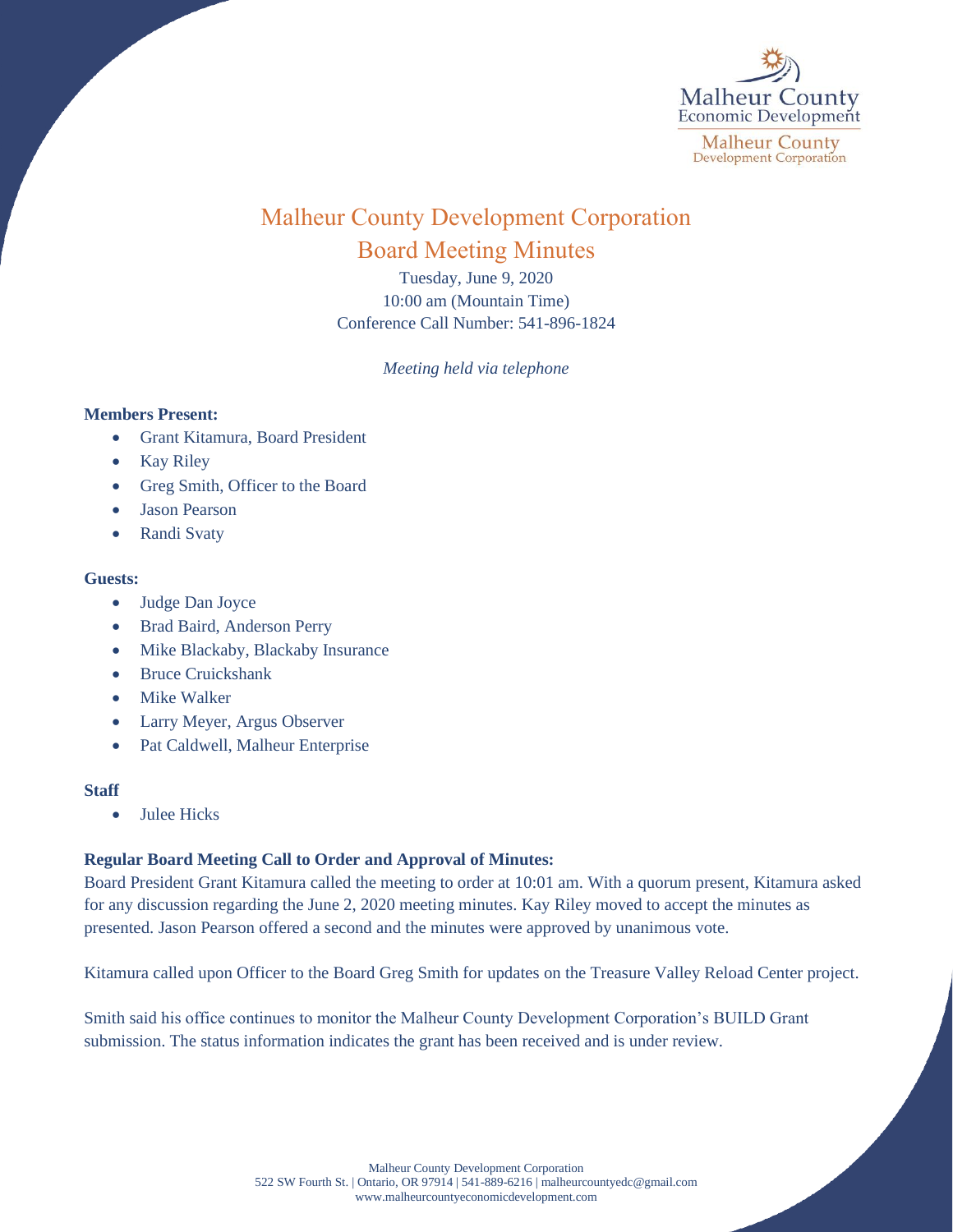# Malheur County Development Corporation

## Board Meeting Minutes

Tuesday, June 9, 2020
10:00 am (Mountain Time)
Conference Call Number: 541-896-1824

*Meeting held via telephone*

**Members Present:**

- Grant Kitamura, Board President
- Kay Riley
- Greg Smith, Officer to the Board
- Jason Pearson
- Randi Svaty

**Guests:**

- Judge Dan Joyce
- Brad Baird, Anderson Perry
- Mike Blackaby, Blackaby Insurance
- Bruce Cruickshank
- Mike Walker
- Larry Meyer, Argus Observer
- Pat Caldwell, Malheur Enterprise

**Staff**

- Julee Hicks

**Regular Board Meeting Call to Order and Approval of Minutes:**

Board President Grant Kitamura called the meeting to order at 10:01 am. With a quorum present, Kitamura asked for any discussion regarding the June 2, 2020 meeting minutes. Kay Riley moved to accept the minutes as presented. Jason Pearson offered a second and the minutes were approved by unanimous vote.

Kitamura called upon Officer to the Board Greg Smith for updates on the Treasure Valley Reload Center project.

Smith said his office continues to monitor the Malheur County Development Corporation's BUILD Grant submission. The status information indicates the grant has been received and is under review.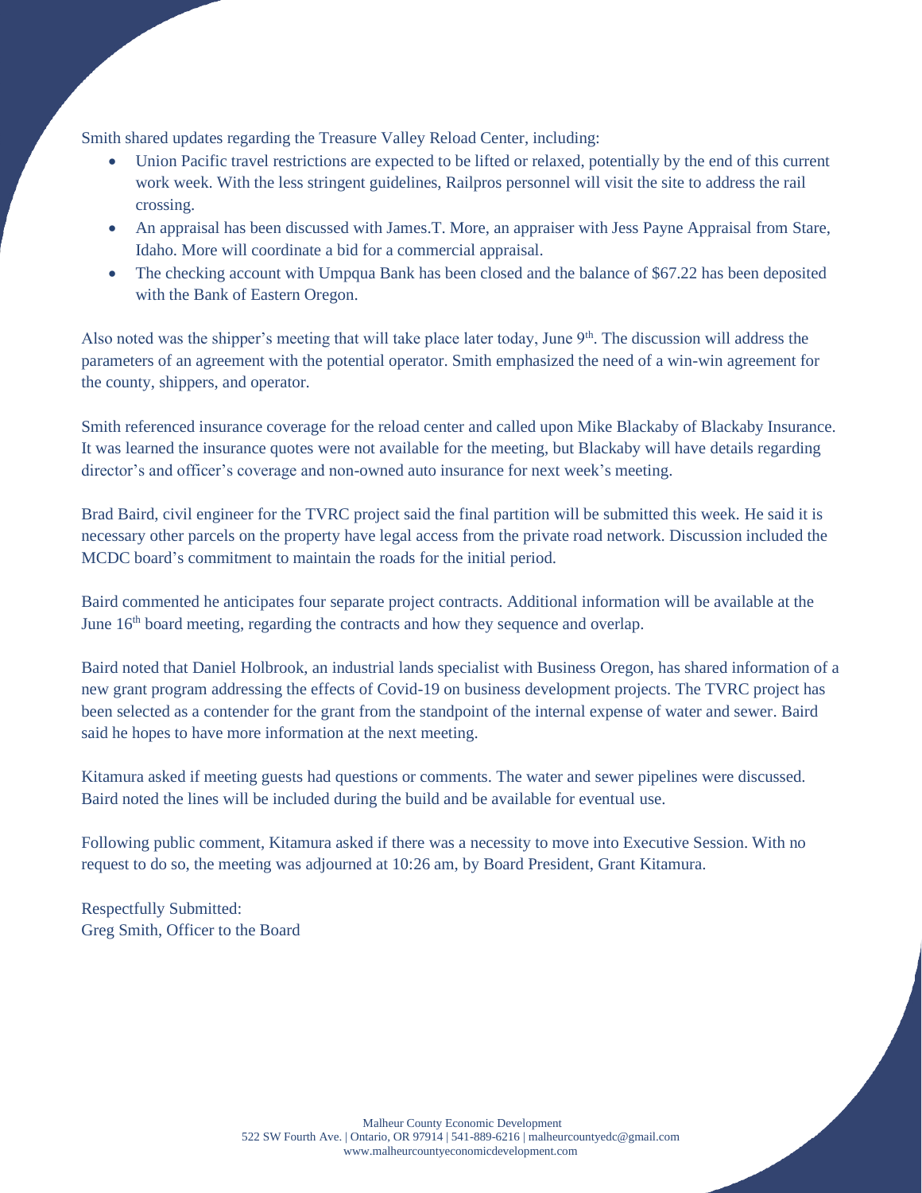Smith shared updates regarding the Treasure Valley Reload Center, including:

- Union Pacific travel restrictions are expected to be lifted or relaxed, potentially by the end of this current work week. With the less stringent guidelines, Railpros personnel will visit the site to address the rail crossing.
- An appraisal has been discussed with James.T. More, an appraiser with Jess Payne Appraisal from Stare, Idaho. More will coordinate a bid for a commercial appraisal.
- The checking account with Umpqua Bank has been closed and the balance of $67.22 has been deposited with the Bank of Eastern Oregon.

Also noted was the shipper's meeting that will take place later today, June 9th. The discussion will address the parameters of an agreement with the potential operator. Smith emphasized the need of a win-win agreement for the county, shippers, and operator.

Smith referenced insurance coverage for the reload center and called upon Mike Blackaby of Blackaby Insurance. It was learned the insurance quotes were not available for the meeting, but Blackaby will have details regarding director's and officer's coverage and non-owned auto insurance for next week's meeting.

Brad Baird, civil engineer for the TVRC project said the final partition will be submitted this week. He said it is necessary other parcels on the property have legal access from the private road network. Discussion included the MCDC board's commitment to maintain the roads for the initial period.

Baird commented he anticipates four separate project contracts. Additional information will be available at the June 16th board meeting, regarding the contracts and how they sequence and overlap.

Baird noted that Daniel Holbrook, an industrial lands specialist with Business Oregon, has shared information of a new grant program addressing the effects of Covid-19 on business development projects. The TVRC project has been selected as a contender for the grant from the standpoint of the internal expense of water and sewer. Baird said he hopes to have more information at the next meeting.

Kitamura asked if meeting guests had questions or comments. The water and sewer pipelines were discussed. Baird noted the lines will be included during the build and be available for eventual use.

Following public comment, Kitamura asked if there was a necessity to move into Executive Session. With no request to do so, the meeting was adjourned at 10:26 am, by Board President, Grant Kitamura.

Respectfully Submitted:
Greg Smith, Officer to the Board

Malheur County Economic Development
522 SW Fourth Ave. | Ontario, OR 97914 | 541-889-6216 | malheurcountyedc@gmail.com
www.malheurcountyeconomicdevelopment.com